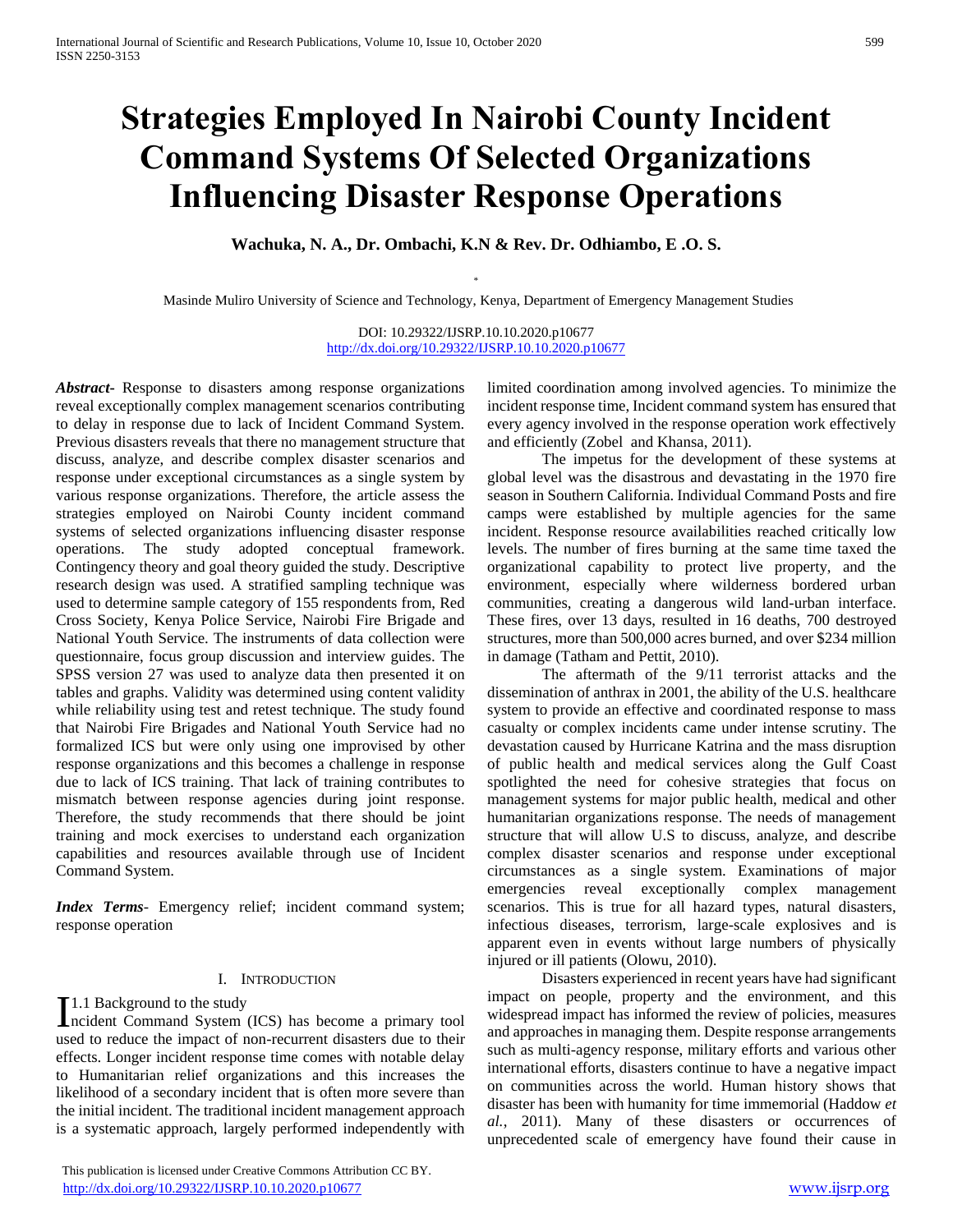# Strategies Employed In Nairobi County Incident Command Systems Of Selected Organizations Influencing Disaster Response Operations

**Wachuka, N. A., Dr. Ombachi, K.N & Rev. Dr. Odhiambo, E .O. S.**

*

Masinde Muliro University of Science and Technology, Kenya, Department of Emergency Management Studies

DOI: 10.29322/IJSRP.10.10.2020.p10677
http://dx.doi.org/10.29322/IJSRP.10.10.2020.p10677

***Abstract***- Response to disasters among response organizations reveal exceptionally complex management scenarios contributing to delay in response due to lack of Incident Command System. Previous disasters reveals that there no management structure that discuss, analyze, and describe complex disaster scenarios and response under exceptional circumstances as a single system by various response organizations. Therefore, the article assess the strategies employed on Nairobi County incident command systems of selected organizations influencing disaster response operations. The study adopted conceptual framework. Contingency theory and goal theory guided the study. Descriptive research design was used. A stratified sampling technique was used to determine sample category of 155 respondents from, Red Cross Society, Kenya Police Service, Nairobi Fire Brigade and National Youth Service. The instruments of data collection were questionnaire, focus group discussion and interview guides. The SPSS version 27 was used to analyze data then presented it on tables and graphs. Validity was determined using content validity while reliability using test and retest technique. The study found that Nairobi Fire Brigades and National Youth Service had no formalized ICS but were only using one improvised by other response organizations and this becomes a challenge in response due to lack of ICS training. That lack of training contributes to mismatch between response agencies during joint response. Therefore, the study recommends that there should be joint training and mock exercises to understand each organization capabilities and resources available through use of Incident Command System.

***Index Terms***- Emergency relief; incident command system; response operation

## I. Introduction

### 1.1 Background to the study

Incident Command System (ICS) has become a primary tool used to reduce the impact of non-recurrent disasters due to their effects. Longer incident response time comes with notable delay to Humanitarian relief organizations and this increases the likelihood of a secondary incident that is often more severe than the initial incident. The traditional incident management approach is a systematic approach, largely performed independently with limited coordination among involved agencies. To minimize the incident response time, Incident command system has ensured that every agency involved in the response operation work effectively and efficiently (Zobel and Khansa, 2011).

The impetus for the development of these systems at global level was the disastrous and devastating in the 1970 fire season in Southern California. Individual Command Posts and fire camps were established by multiple agencies for the same incident. Response resource availabilities reached critically low levels. The number of fires burning at the same time taxed the organizational capability to protect live property, and the environment, especially where wilderness bordered urban communities, creating a dangerous wild land-urban interface. These fires, over 13 days, resulted in 16 deaths, 700 destroyed structures, more than 500,000 acres burned, and over $234 million in damage (Tatham and Pettit, 2010).

The aftermath of the 9/11 terrorist attacks and the dissemination of anthrax in 2001, the ability of the U.S. healthcare system to provide an effective and coordinated response to mass casualty or complex incidents came under intense scrutiny. The devastation caused by Hurricane Katrina and the mass disruption of public health and medical services along the Gulf Coast spotlighted the need for cohesive strategies that focus on management systems for major public health, medical and other humanitarian organizations response. The needs of management structure that will allow U.S to discuss, analyze, and describe complex disaster scenarios and response under exceptional circumstances as a single system. Examinations of major emergencies reveal exceptionally complex management scenarios. This is true for all hazard types, natural disasters, infectious diseases, terrorism, large-scale explosives and is apparent even in events without large numbers of physically injured or ill patients (Olowu, 2010).

Disasters experienced in recent years have had significant impact on people, property and the environment, and this widespread impact has informed the review of policies, measures and approaches in managing them. Despite response arrangements such as multi-agency response, military efforts and various other international efforts, disasters continue to have a negative impact on communities across the world. Human history shows that disaster has been with humanity for time immemorial (Haddow *et al.,* 2011). Many of these disasters or occurrences of unprecedented scale of emergency have found their cause in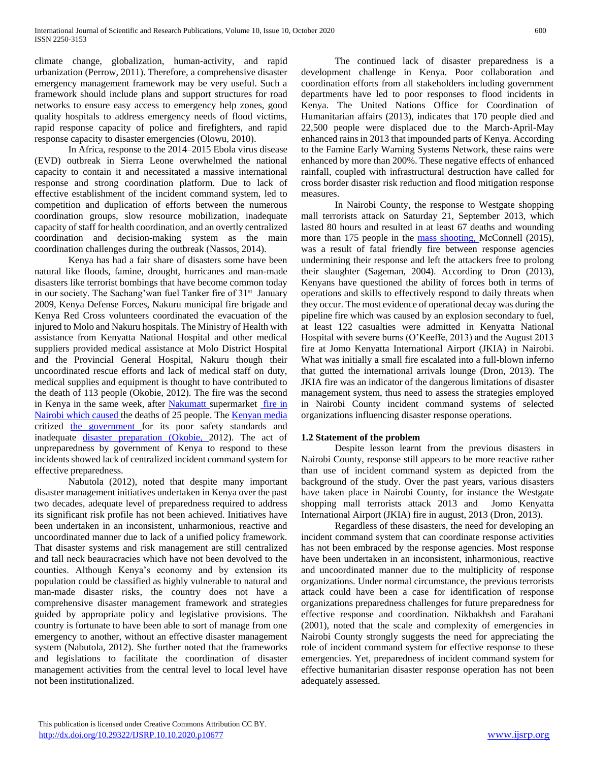climate change, globalization, human-activity, and rapid urbanization (Perrow, 2011). Therefore, a comprehensive disaster emergency management framework may be very useful. Such a framework should include plans and support structures for road networks to ensure easy access to emergency help zones, good quality hospitals to address emergency needs of flood victims, rapid response capacity of police and firefighters, and rapid response capacity to disaster emergencies (Olowu, 2010).

In Africa, response to the 2014–2015 Ebola virus disease (EVD) outbreak in Sierra Leone overwhelmed the national capacity to contain it and necessitated a massive international response and strong coordination platform. Due to lack of effective establishment of the incident command system, led to competition and duplication of efforts between the numerous coordination groups, slow resource mobilization, inadequate capacity of staff for health coordination, and an overtly centralized coordination and decision-making system as the main coordination challenges during the outbreak (Nassos, 2014).

Kenya has had a fair share of disasters some have been natural like floods, famine, drought, hurricanes and man-made disasters like terrorist bombings that have become common today in our society. The Sachang'wan fuel Tanker fire of 31st January 2009, Kenya Defense Forces, Nakuru municipal fire brigade and Kenya Red Cross volunteers coordinated the evacuation of the injured to Molo and Nakuru hospitals. The Ministry of Health with assistance from Kenyatta National Hospital and other medical suppliers provided medical assistance at Molo District Hospital and the Provincial General Hospital, Nakuru though their uncoordinated rescue efforts and lack of medical staff on duty, medical supplies and equipment is thought to have contributed to the death of 113 people (Okobie, 2012). The fire was the second in Kenya in the same week, after Nakumatt supermarket fire in Nairobi which caused the deaths of 25 people. The Kenyan media critized the government for its poor safety standards and inadequate disaster preparation (Okobie, 2012). The act of unpreparedness by government of Kenya to respond to these incidents showed lack of centralized incident command system for effective preparedness.

Nabutola (2012), noted that despite many important disaster management initiatives undertaken in Kenya over the past two decades, adequate level of preparedness required to address its significant risk profile has not been achieved. Initiatives have been undertaken in an inconsistent, unharmonious, reactive and uncoordinated manner due to lack of a unified policy framework. That disaster systems and risk management are still centralized and tall neck beauracracies which have not been devolved to the counties. Although Kenya's economy and by extension its population could be classified as highly vulnerable to natural and man-made disaster risks, the country does not have a comprehensive disaster management framework and strategies guided by appropriate policy and legislative provisions. The country is fortunate to have been able to sort of manage from one emergency to another, without an effective disaster management system (Nabutola, 2012). She further noted that the frameworks and legislations to facilitate the coordination of disaster management activities from the central level to local level have not been institutionalized.

The continued lack of disaster preparedness is a development challenge in Kenya. Poor collaboration and coordination efforts from all stakeholders including government departments have led to poor responses to flood incidents in Kenya. The United Nations Office for Coordination of Humanitarian affairs (2013), indicates that 170 people died and 22,500 people were displaced due to the March-April-May enhanced rains in 2013 that impounded parts of Kenya. According to the Famine Early Warning Systems Network, these rains were enhanced by more than 200%. These negative effects of enhanced rainfall, coupled with infrastructural destruction have called for cross border disaster risk reduction and flood mitigation response measures.

In Nairobi County, the response to Westgate shopping mall terrorists attack on Saturday 21, September 2013, which lasted 80 hours and resulted in at least 67 deaths and wounding more than 175 people in the mass shooting, McConnell (2015), was a result of fatal friendly fire between response agencies undermining their response and left the attackers free to prolong their slaughter (Sageman, 2004). According to Dron (2013), Kenyans have questioned the ability of forces both in terms of operations and skills to effectively respond to daily threats when they occur. The most evidence of operational decay was during the pipeline fire which was caused by an explosion secondary to fuel, at least 122 casualties were admitted in Kenyatta National Hospital with severe burns (O'Keeffe, 2013) and the August 2013 fire at Jomo Kenyatta International Airport (JKIA) in Nairobi. What was initially a small fire escalated into a full-blown inferno that gutted the international arrivals lounge (Dron, 2013). The JKIA fire was an indicator of the dangerous limitations of disaster management system, thus need to assess the strategies employed in Nairobi County incident command systems of selected organizations influencing disaster response operations.

### 1.2 Statement of the problem

Despite lesson learnt from the previous disasters in Nairobi County, response still appears to be more reactive rather than use of incident command system as depicted from the background of the study. Over the past years, various disasters have taken place in Nairobi County, for instance the Westgate shopping mall terrorists attack 2013 and Jomo Kenyatta International Airport (JKIA) fire in august, 2013 (Dron, 2013).

Regardless of these disasters, the need for developing an incident command system that can coordinate response activities has not been embraced by the response agencies. Most response have been undertaken in an inconsistent, inharmonious, reactive and uncoordinated manner due to the multiplicity of response organizations. Under normal circumstance, the previous terrorists attack could have been a case for identification of response organizations preparedness challenges for future preparedness for effective response and coordination. Nikbakhsh and Farahani (2001), noted that the scale and complexity of emergencies in Nairobi County strongly suggests the need for appreciating the role of incident command system for effective response to these emergencies. Yet, preparedness of incident command system for effective humanitarian disaster response operation has not been adequately assessed.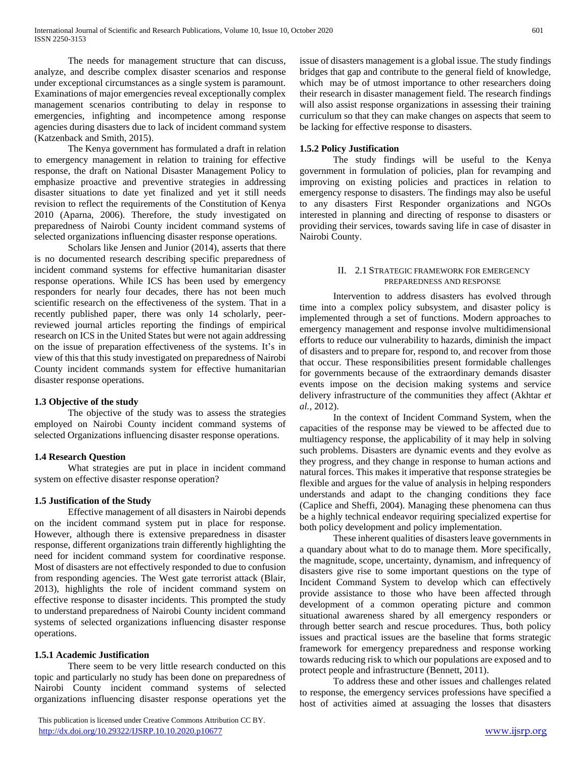The needs for management structure that can discuss, analyze, and describe complex disaster scenarios and response under exceptional circumstances as a single system is paramount. Examinations of major emergencies reveal exceptionally complex management scenarios contributing to delay in response to emergencies, infighting and incompetence among response agencies during disasters due to lack of incident command system (Katzenback and Smith, 2015).

The Kenya government has formulated a draft in relation to emergency management in relation to training for effective response, the draft on National Disaster Management Policy to emphasize proactive and preventive strategies in addressing disaster situations to date yet finalized and yet it still needs revision to reflect the requirements of the Constitution of Kenya 2010 (Aparna, 2006). Therefore, the study investigated on preparedness of Nairobi County incident command systems of selected organizations influencing disaster response operations.

Scholars like Jensen and Junior (2014), asserts that there is no documented research describing specific preparedness of incident command systems for effective humanitarian disaster response operations. While ICS has been used by emergency responders for nearly four decades, there has not been much scientific research on the effectiveness of the system. That in a recently published paper, there was only 14 scholarly, peer-reviewed journal articles reporting the findings of empirical research on ICS in the United States but were not again addressing on the issue of preparation effectiveness of the systems. It's in view of this that this study investigated on preparedness of Nairobi County incident commands system for effective humanitarian disaster response operations.

### 1.3 Objective of the study

The objective of the study was to assess the strategies employed on Nairobi County incident command systems of selected Organizations influencing disaster response operations.

### 1.4 Research Question

What strategies are put in place in incident command system on effective disaster response operation?

### 1.5 Justification of the Study

Effective management of all disasters in Nairobi depends on the incident command system put in place for response. However, although there is extensive preparedness in disaster response, different organizations train differently highlighting the need for incident command system for coordinative response. Most of disasters are not effectively responded to due to confusion from responding agencies. The West gate terrorist attack (Blair, 2013), highlights the role of incident command system on effective response to disaster incidents. This prompted the study to understand preparedness of Nairobi County incident command systems of selected organizations influencing disaster response operations.

### 1.5.1 Academic Justification

There seem to be very little research conducted on this topic and particularly no study has been done on preparedness of Nairobi County incident command systems of selected organizations influencing disaster response operations yet the issue of disasters management is a global issue. The study findings bridges that gap and contribute to the general field of knowledge, which may be of utmost importance to other researchers doing their research in disaster management field. The research findings will also assist response organizations in assessing their training curriculum so that they can make changes on aspects that seem to be lacking for effective response to disasters.

### 1.5.2 Policy Justification

The study findings will be useful to the Kenya government in formulation of policies, plan for revamping and improving on existing policies and practices in relation to emergency response to disasters. The findings may also be useful to any disasters First Responder organizations and NGOs interested in planning and directing of response to disasters or providing their services, towards saving life in case of disaster in Nairobi County.

## II. 2.1 Strategic framework for emergency preparedness and response

Intervention to address disasters has evolved through time into a complex policy subsystem, and disaster policy is implemented through a set of functions. Modern approaches to emergency management and response involve multidimensional efforts to reduce our vulnerability to hazards, diminish the impact of disasters and to prepare for, respond to, and recover from those that occur. These responsibilities present formidable challenges for governments because of the extraordinary demands disaster events impose on the decision making systems and service delivery infrastructure of the communities they affect (Akhtar *et al.*, 2012).

In the context of Incident Command System, when the capacities of the response may be viewed to be affected due to multiagency response, the applicability of it may help in solving such problems. Disasters are dynamic events and they evolve as they progress, and they change in response to human actions and natural forces. This makes it imperative that response strategies be flexible and argues for the value of analysis in helping responders understands and adapt to the changing conditions they face (Caplice and Sheffi, 2004). Managing these phenomena can thus be a highly technical endeavor requiring specialized expertise for both policy development and policy implementation.

These inherent qualities of disasters leave governments in a quandary about what to do to manage them. More specifically, the magnitude, scope, uncertainty, dynamism, and infrequency of disasters give rise to some important questions on the type of Incident Command System to develop which can effectively provide assistance to those who have been affected through development of a common operating picture and common situational awareness shared by all emergency responders or through better search and rescue procedures. Thus, both policy issues and practical issues are the baseline that forms strategic framework for emergency preparedness and response working towards reducing risk to which our populations are exposed and to protect people and infrastructure (Bennett, 2011).

To address these and other issues and challenges related to response, the emergency services professions have specified a host of activities aimed at assuaging the losses that disasters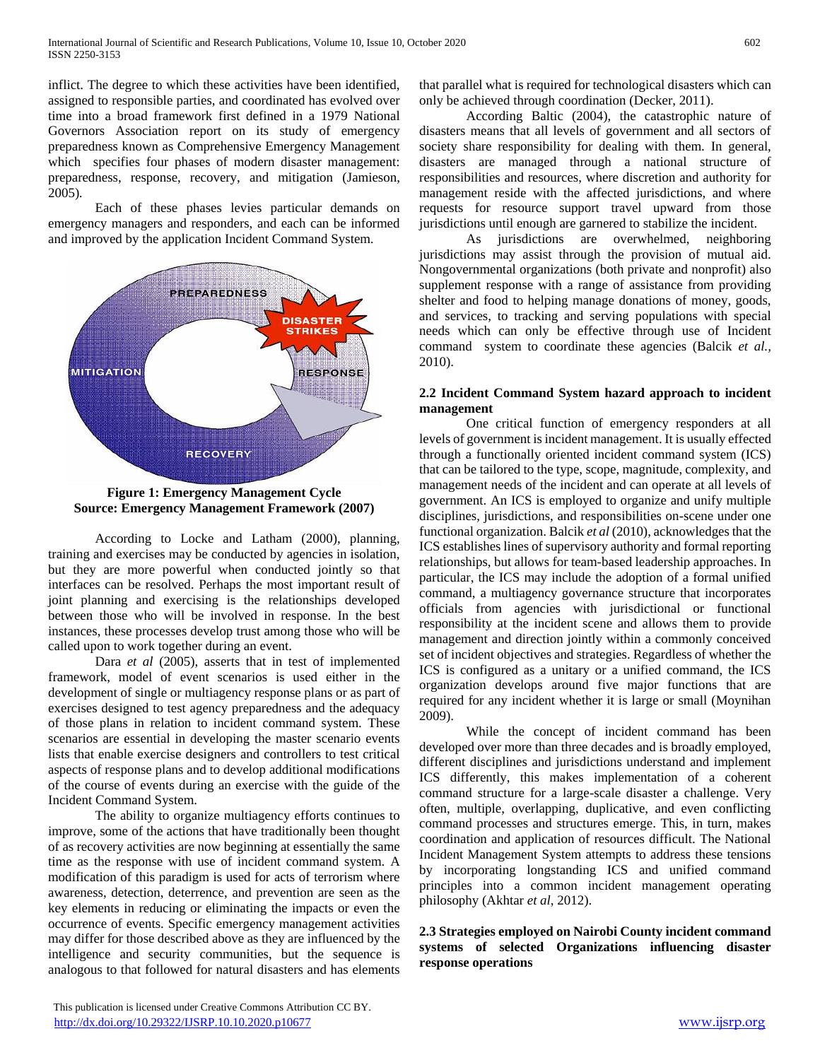inflict. The degree to which these activities have been identified, assigned to responsible parties, and coordinated has evolved over time into a broad framework first defined in a 1979 National Governors Association report on its study of emergency preparedness known as Comprehensive Emergency Management which specifies four phases of modern disaster management: preparedness, response, recovery, and mitigation (Jamieson, 2005).

Each of these phases levies particular demands on emergency managers and responders, and each can be informed and improved by the application Incident Command System.

**Figure 1: Emergency Management Cycle**
**Source: Emergency Management Framework (2007)**

According to Locke and Latham (2000), planning, training and exercises may be conducted by agencies in isolation, but they are more powerful when conducted jointly so that interfaces can be resolved. Perhaps the most important result of joint planning and exercising is the relationships developed between those who will be involved in response. In the best instances, these processes develop trust among those who will be called upon to work together during an event.

Dara *et al* (2005), asserts that in test of implemented framework, model of event scenarios is used either in the development of single or multiagency response plans or as part of exercises designed to test agency preparedness and the adequacy of those plans in relation to incident command system. These scenarios are essential in developing the master scenario events lists that enable exercise designers and controllers to test critical aspects of response plans and to develop additional modifications of the course of events during an exercise with the guide of the Incident Command System.

The ability to organize multiagency efforts continues to improve, some of the actions that have traditionally been thought of as recovery activities are now beginning at essentially the same time as the response with use of incident command system. A modification of this paradigm is used for acts of terrorism where awareness, detection, deterrence, and prevention are seen as the key elements in reducing or eliminating the impacts or even the occurrence of events. Specific emergency management activities may differ for those described above as they are influenced by the intelligence and security communities, but the sequence is analogous to that followed for natural disasters and has elements that parallel what is required for technological disasters which can only be achieved through coordination (Decker, 2011).

According Baltic (2004), the catastrophic nature of disasters means that all levels of government and all sectors of society share responsibility for dealing with them. In general, disasters are managed through a national structure of responsibilities and resources, where discretion and authority for management reside with the affected jurisdictions, and where requests for resource support travel upward from those jurisdictions until enough are garnered to stabilize the incident.

As jurisdictions are overwhelmed, neighboring jurisdictions may assist through the provision of mutual aid. Nongovernmental organizations (both private and nonprofit) also supplement response with a range of assistance from providing shelter and food to helping manage donations of money, goods, and services, to tracking and serving populations with special needs which can only be effective through use of Incident command system to coordinate these agencies (Balcik *et al.,* 2010).

### 2.2 Incident Command System hazard approach to incident management

One critical function of emergency responders at all levels of government is incident management. It is usually effected through a functionally oriented incident command system (ICS) that can be tailored to the type, scope, magnitude, complexity, and management needs of the incident and can operate at all levels of government. An ICS is employed to organize and unify multiple disciplines, jurisdictions, and responsibilities on-scene under one functional organization. Balcik *et al* (2010), acknowledges that the ICS establishes lines of supervisory authority and formal reporting relationships, but allows for team-based leadership approaches. In particular, the ICS may include the adoption of a formal unified command, a multiagency governance structure that incorporates officials from agencies with jurisdictional or functional responsibility at the incident scene and allows them to provide management and direction jointly within a commonly conceived set of incident objectives and strategies. Regardless of whether the ICS is configured as a unitary or a unified command, the ICS organization develops around five major functions that are required for any incident whether it is large or small (Moynihan 2009).

While the concept of incident command has been developed over more than three decades and is broadly employed, different disciplines and jurisdictions understand and implement ICS differently, this makes implementation of a coherent command structure for a large-scale disaster a challenge. Very often, multiple, overlapping, duplicative, and even conflicting command processes and structures emerge. This, in turn, makes coordination and application of resources difficult. The National Incident Management System attempts to address these tensions by incorporating longstanding ICS and unified command principles into a common incident management operating philosophy (Akhtar *et al*, 2012).

### 2.3 Strategies employed on Nairobi County incident command systems of selected Organizations influencing disaster response operations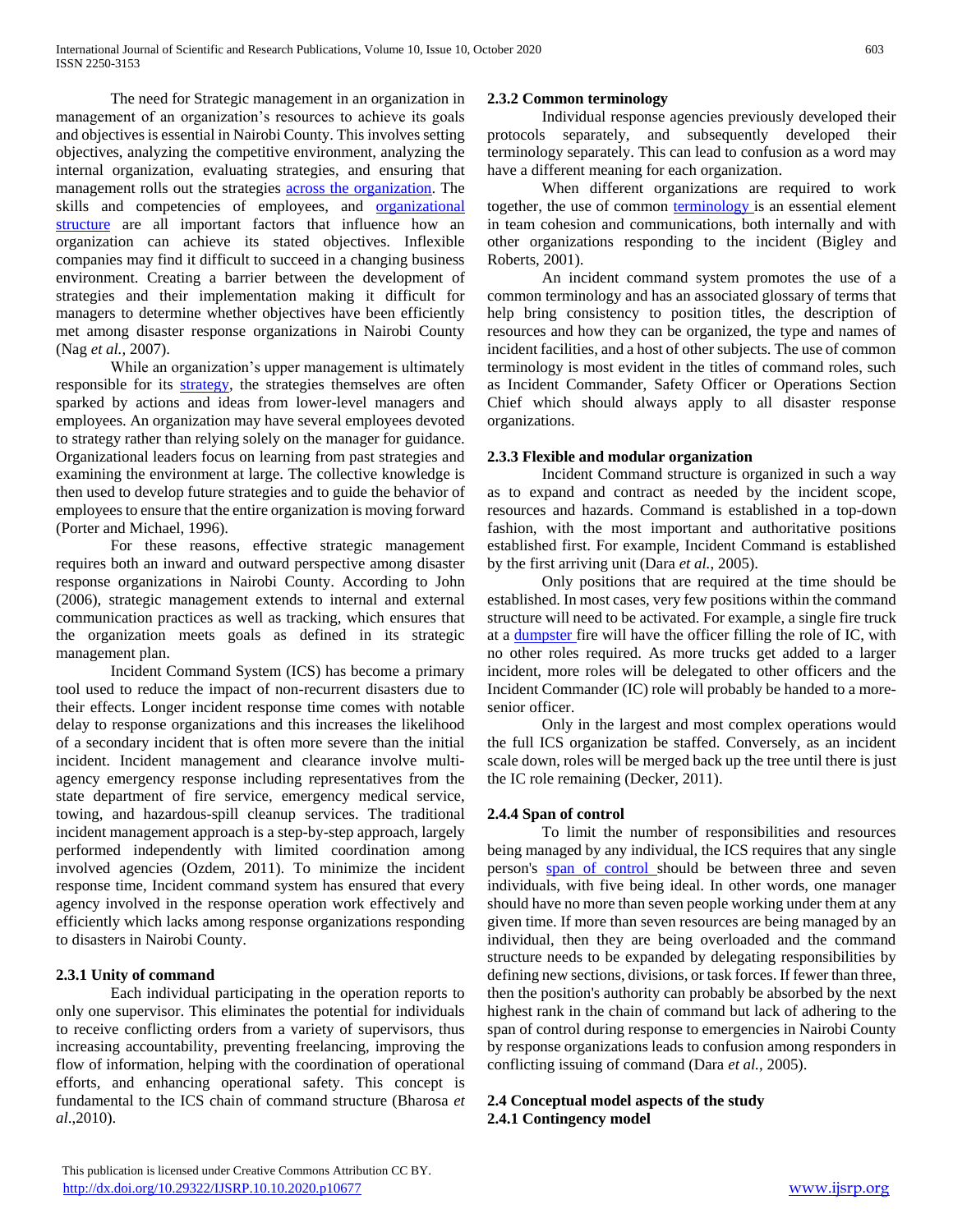The need for Strategic management in an organization in management of an organization's resources to achieve its goals and objectives is essential in Nairobi County. This involves setting objectives, analyzing the competitive environment, analyzing the internal organization, evaluating strategies, and ensuring that management rolls out the strategies across the organization. The skills and competencies of employees, and organizational structure are all important factors that influence how an organization can achieve its stated objectives. Inflexible companies may find it difficult to succeed in a changing business environment. Creating a barrier between the development of strategies and their implementation making it difficult for managers to determine whether objectives have been efficiently met among disaster response organizations in Nairobi County (Nag *et al.,* 2007).

While an organization's upper management is ultimately responsible for its strategy, the strategies themselves are often sparked by actions and ideas from lower-level managers and employees. An organization may have several employees devoted to strategy rather than relying solely on the manager for guidance. Organizational leaders focus on learning from past strategies and examining the environment at large. The collective knowledge is then used to develop future strategies and to guide the behavior of employees to ensure that the entire organization is moving forward (Porter and Michael, 1996).

For these reasons, effective strategic management requires both an inward and outward perspective among disaster response organizations in Nairobi County. According to John (2006), strategic management extends to internal and external communication practices as well as tracking, which ensures that the organization meets goals as defined in its strategic management plan.

Incident Command System (ICS) has become a primary tool used to reduce the impact of non-recurrent disasters due to their effects. Longer incident response time comes with notable delay to response organizations and this increases the likelihood of a secondary incident that is often more severe than the initial incident. Incident management and clearance involve multi-agency emergency response including representatives from the state department of fire service, emergency medical service, towing, and hazardous-spill cleanup services. The traditional incident management approach is a step-by-step approach, largely performed independently with limited coordination among involved agencies (Ozdem, 2011). To minimize the incident response time, Incident command system has ensured that every agency involved in the response operation work effectively and efficiently which lacks among response organizations responding to disasters in Nairobi County.

### 2.3.1 Unity of command

Each individual participating in the operation reports to only one supervisor. This eliminates the potential for individuals to receive conflicting orders from a variety of supervisors, thus increasing accountability, preventing freelancing, improving the flow of information, helping with the coordination of operational efforts, and enhancing operational safety. This concept is fundamental to the ICS chain of command structure (Bharosa *et al*.,2010).

### 2.3.2 Common terminology

Individual response agencies previously developed their protocols separately, and subsequently developed their terminology separately. This can lead to confusion as a word may have a different meaning for each organization.

When different organizations are required to work together, the use of common terminology is an essential element in team cohesion and communications, both internally and with other organizations responding to the incident (Bigley and Roberts, 2001).

An incident command system promotes the use of a common terminology and has an associated glossary of terms that help bring consistency to position titles, the description of resources and how they can be organized, the type and names of incident facilities, and a host of other subjects. The use of common terminology is most evident in the titles of command roles, such as Incident Commander, Safety Officer or Operations Section Chief which should always apply to all disaster response organizations.

### 2.3.3 Flexible and modular organization

Incident Command structure is organized in such a way as to expand and contract as needed by the incident scope, resources and hazards. Command is established in a top-down fashion, with the most important and authoritative positions established first. For example, Incident Command is established by the first arriving unit (Dara *et al.,* 2005).

Only positions that are required at the time should be established. In most cases, very few positions within the command structure will need to be activated. For example, a single fire truck at a dumpster fire will have the officer filling the role of IC, with no other roles required. As more trucks get added to a larger incident, more roles will be delegated to other officers and the Incident Commander (IC) role will probably be handed to a more-senior officer.

Only in the largest and most complex operations would the full ICS organization be staffed. Conversely, as an incident scale down, roles will be merged back up the tree until there is just the IC role remaining (Decker, 2011).

### 2.4.4 Span of control

To limit the number of responsibilities and resources being managed by any individual, the ICS requires that any single person's span of control should be between three and seven individuals, with five being ideal. In other words, one manager should have no more than seven people working under them at any given time. If more than seven resources are being managed by an individual, then they are being overloaded and the command structure needs to be expanded by delegating responsibilities by defining new sections, divisions, or task forces. If fewer than three, then the position's authority can probably be absorbed by the next highest rank in the chain of command but lack of adhering to the span of control during response to emergencies in Nairobi County by response organizations leads to confusion among responders in conflicting issuing of command (Dara *et al.,* 2005).

## 2.4 Conceptual model aspects of the study

### 2.4.1 Contingency model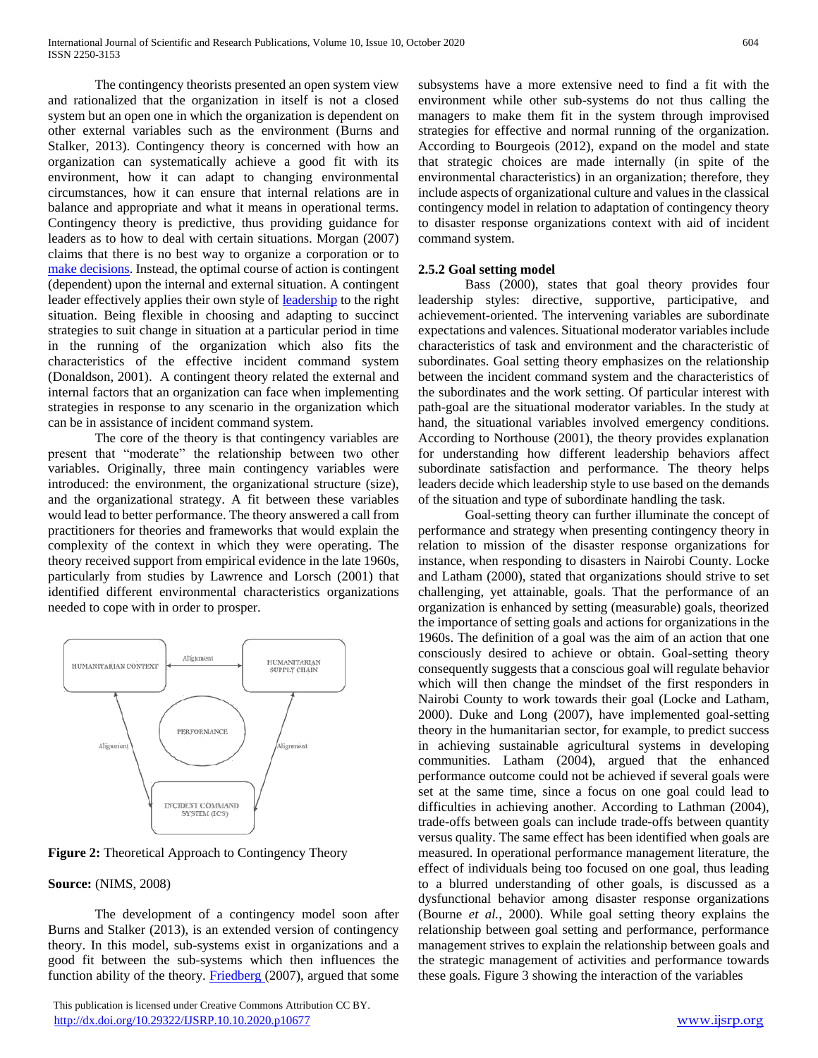The contingency theorists presented an open system view and rationalized that the organization in itself is not a closed system but an open one in which the organization is dependent on other external variables such as the environment (Burns and Stalker, 2013). Contingency theory is concerned with how an organization can systematically achieve a good fit with its environment, how it can adapt to changing environmental circumstances, how it can ensure that internal relations are in balance and appropriate and what it means in operational terms. Contingency theory is predictive, thus providing guidance for leaders as to how to deal with certain situations. Morgan (2007) claims that there is no best way to organize a corporation or to make decisions. Instead, the optimal course of action is contingent (dependent) upon the internal and external situation. A contingent leader effectively applies their own style of leadership to the right situation. Being flexible in choosing and adapting to succinct strategies to suit change in situation at a particular period in time in the running of the organization which also fits the characteristics of the effective incident command system (Donaldson, 2001). A contingent theory related the external and internal factors that an organization can face when implementing strategies in response to any scenario in the organization which can be in assistance of incident command system.

The core of the theory is that contingency variables are present that "moderate" the relationship between two other variables. Originally, three main contingency variables were introduced: the environment, the organizational structure (size), and the organizational strategy. A fit between these variables would lead to better performance. The theory answered a call from practitioners for theories and frameworks that would explain the complexity of the context in which they were operating. The theory received support from empirical evidence in the late 1960s, particularly from studies by Lawrence and Lorsch (2001) that identified different environmental characteristics organizations needed to cope with in order to prosper.

HUMANITARIAN CONTEXT — Alignment — HUMANITARIAN SUPPLY CHAIN

PERFORMANCE

Alignment — Alignment

INCIDENT COMMAND SYSTEM (ICS)

**Figure 2:** Theoretical Approach to Contingency Theory

**Source:** (NIMS, 2008)

The development of a contingency model soon after Burns and Stalker (2013), is an extended version of contingency theory. In this model, sub-systems exist in organizations and a good fit between the sub-systems which then influences the function ability of the theory. Friedberg (2007), argued that some subsystems have a more extensive need to find a fit with the environment while other sub-systems do not thus calling the managers to make them fit in the system through improvised strategies for effective and normal running of the organization. According to Bourgeois (2012), expand on the model and state that strategic choices are made internally (in spite of the environmental characteristics) in an organization; therefore, they include aspects of organizational culture and values in the classical contingency model in relation to adaptation of contingency theory to disaster response organizations context with aid of incident command system.

### 2.5.2 Goal setting model

Bass (2000), states that goal theory provides four leadership styles: directive, supportive, participative, and achievement-oriented. The intervening variables are subordinate expectations and valences. Situational moderator variables include characteristics of task and environment and the characteristic of subordinates. Goal setting theory emphasizes on the relationship between the incident command system and the characteristics of the subordinates and the work setting. Of particular interest with path-goal are the situational moderator variables. In the study at hand, the situational variables involved emergency conditions. According to Northouse (2001), the theory provides explanation for understanding how different leadership behaviors affect subordinate satisfaction and performance. The theory helps leaders decide which leadership style to use based on the demands of the situation and type of subordinate handling the task.

Goal-setting theory can further illuminate the concept of performance and strategy when presenting contingency theory in relation to mission of the disaster response organizations for instance, when responding to disasters in Nairobi County. Locke and Latham (2000), stated that organizations should strive to set challenging, yet attainable, goals. That the performance of an organization is enhanced by setting (measurable) goals, theorized the importance of setting goals and actions for organizations in the 1960s. The definition of a goal was the aim of an action that one consciously desired to achieve or obtain. Goal-setting theory consequently suggests that a conscious goal will regulate behavior which will then change the mindset of the first responders in Nairobi County to work towards their goal (Locke and Latham, 2000). Duke and Long (2007), have implemented goal-setting theory in the humanitarian sector, for example, to predict success in achieving sustainable agricultural systems in developing communities. Latham (2004), argued that the enhanced performance outcome could not be achieved if several goals were set at the same time, since a focus on one goal could lead to difficulties in achieving another. According to Lathman (2004), trade-offs between goals can include trade-offs between quantity versus quality. The same effect has been identified when goals are measured. In operational performance management literature, the effect of individuals being too focused on one goal, thus leading to a blurred understanding of other goals, is discussed as a dysfunctional behavior among disaster response organizations (Bourne *et al.*, 2000). While goal setting theory explains the relationship between goal setting and performance, performance management strives to explain the relationship between goals and the strategic management of activities and performance towards these goals. Figure 3 showing the interaction of the variables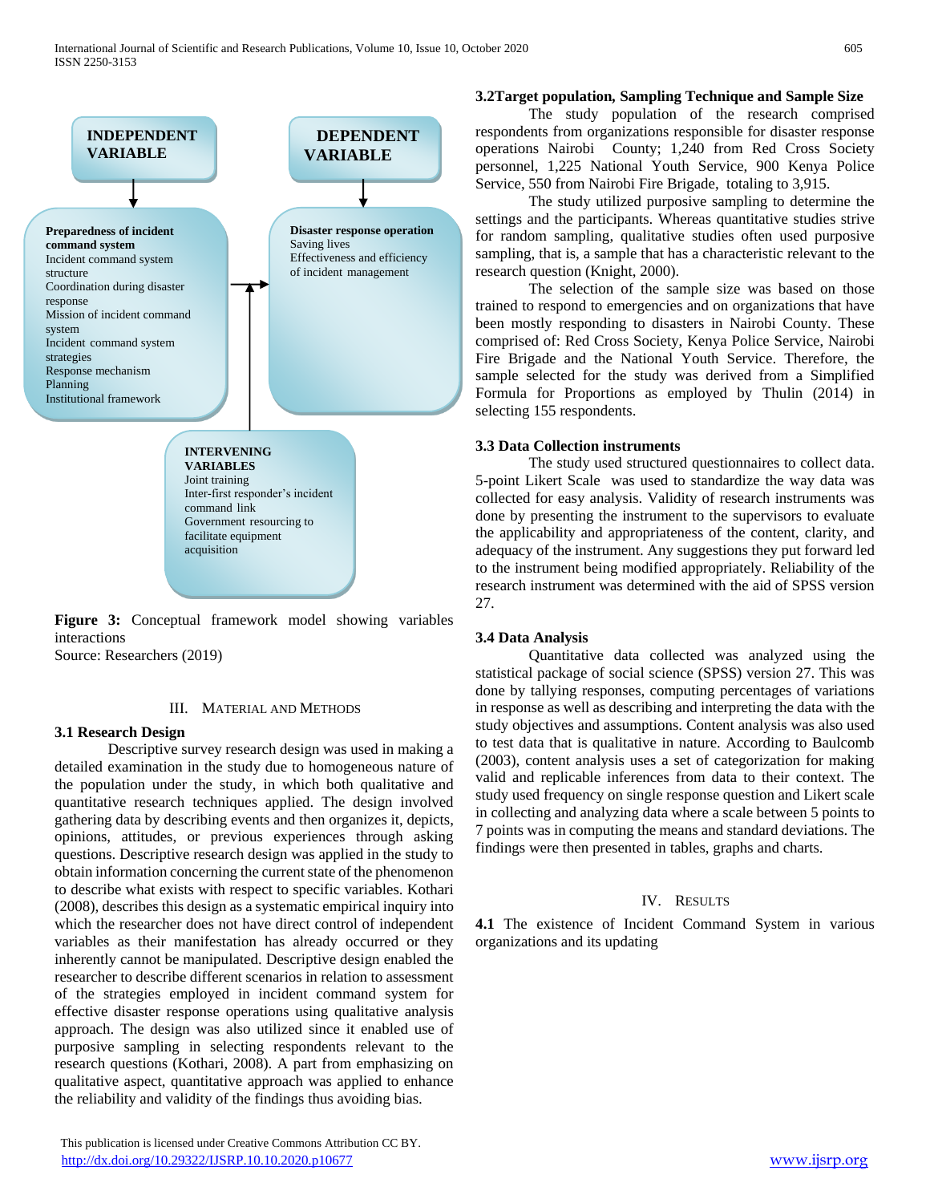INDEPENDENT VARIABLE

DEPENDENT VARIABLE

**Preparedness of incident command system**
Incident command system structure
Coordination during disaster response
Mission of incident command system
Incident command system strategies
Response mechanism
Planning
Institutional framework

**Disaster response operation**
Saving lives
Effectiveness and efficiency of incident management

**INTERVENING VARIABLES**
Joint training
Inter-first responder's incident command link
Government resourcing to facilitate equipment acquisition

**Figure 3:** Conceptual framework model showing variables interactions
Source: Researchers (2019)

## III. Material and Methods

### 3.1 Research Design

Descriptive survey research design was used in making a detailed examination in the study due to homogeneous nature of the population under the study, in which both qualitative and quantitative research techniques applied. The design involved gathering data by describing events and then organizes it, depicts, opinions, attitudes, or previous experiences through asking questions. Descriptive research design was applied in the study to obtain information concerning the current state of the phenomenon to describe what exists with respect to specific variables. Kothari (2008), describes this design as a systematic empirical inquiry into which the researcher does not have direct control of independent variables as their manifestation has already occurred or they inherently cannot be manipulated. Descriptive design enabled the researcher to describe different scenarios in relation to assessment of the strategies employed in incident command system for effective disaster response operations using qualitative analysis approach. The design was also utilized since it enabled use of purposive sampling in selecting respondents relevant to the research questions (Kothari, 2008). A part from emphasizing on qualitative aspect, quantitative approach was applied to enhance the reliability and validity of the findings thus avoiding bias.

### 3.2Target population, Sampling Technique and Sample Size

The study population of the research comprised respondents from organizations responsible for disaster response operations Nairobi County; 1,240 from Red Cross Society personnel, 1,225 National Youth Service, 900 Kenya Police Service, 550 from Nairobi Fire Brigade, totaling to 3,915.

The study utilized purposive sampling to determine the settings and the participants. Whereas quantitative studies strive for random sampling, qualitative studies often used purposive sampling, that is, a sample that has a characteristic relevant to the research question (Knight, 2000).

The selection of the sample size was based on those trained to respond to emergencies and on organizations that have been mostly responding to disasters in Nairobi County. These comprised of: Red Cross Society, Kenya Police Service, Nairobi Fire Brigade and the National Youth Service. Therefore, the sample selected for the study was derived from a Simplified Formula for Proportions as employed by Thulin (2014) in selecting 155 respondents.

### 3.3 Data Collection instruments

The study used structured questionnaires to collect data. 5-point Likert Scale was used to standardize the way data was collected for easy analysis. Validity of research instruments was done by presenting the instrument to the supervisors to evaluate the applicability and appropriateness of the content, clarity, and adequacy of the instrument. Any suggestions they put forward led to the instrument being modified appropriately. Reliability of the research instrument was determined with the aid of SPSS version 27.

### 3.4 Data Analysis

Quantitative data collected was analyzed using the statistical package of social science (SPSS) version 27. This was done by tallying responses, computing percentages of variations in response as well as describing and interpreting the data with the study objectives and assumptions. Content analysis was also used to test data that is qualitative in nature. According to Baulcomb (2003), content analysis uses a set of categorization for making valid and replicable inferences from data to their context. The study used frequency on single response question and Likert scale in collecting and analyzing data where a scale between 5 points to 7 points was in computing the means and standard deviations. The findings were then presented in tables, graphs and charts.

## IV. Results

**4.1** The existence of Incident Command System in various organizations and its updating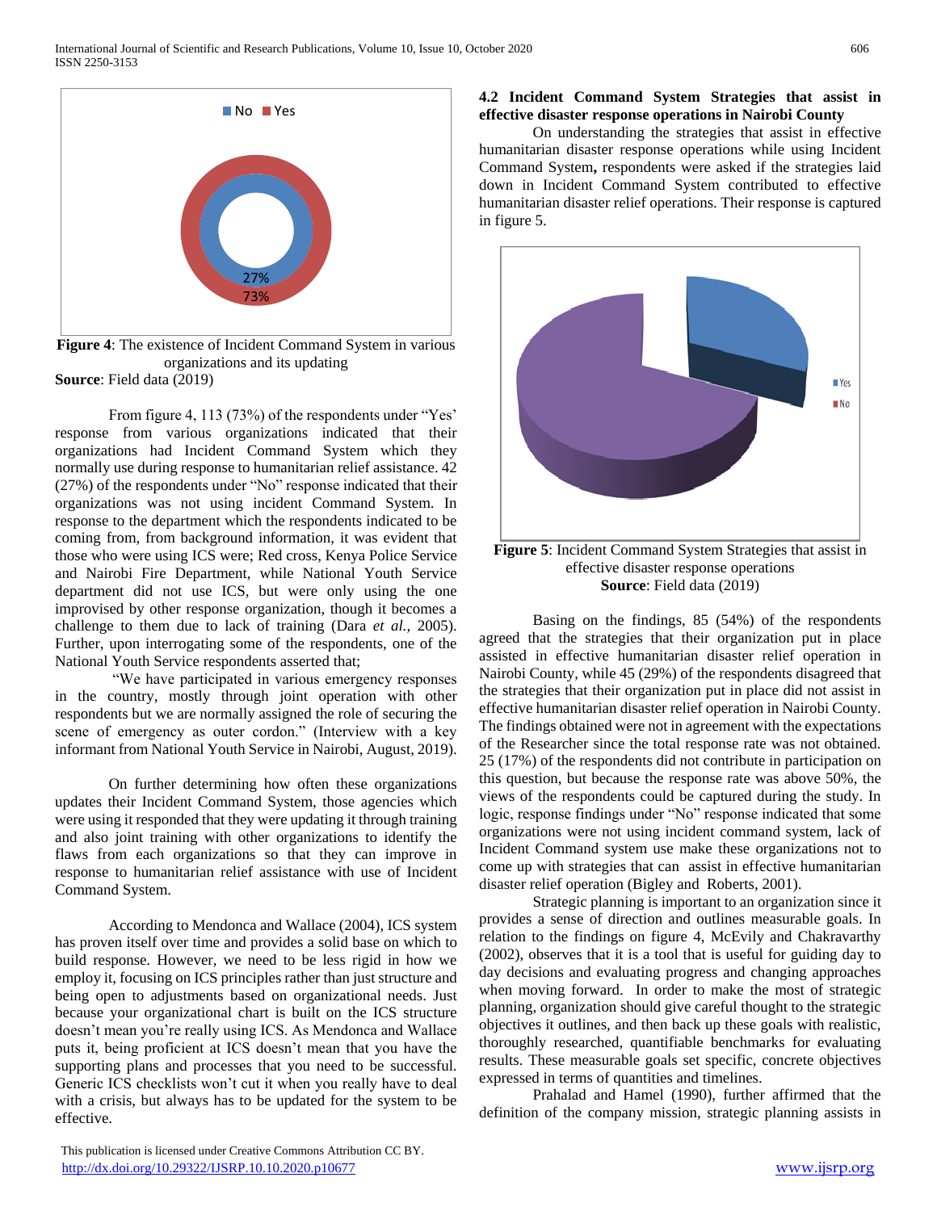**Figure 4**: The existence of Incident Command System in various organizations and its updating
**Source**: Field data (2019)

From figure 4, 113 (73%) of the respondents under "Yes' response from various organizations indicated that their organizations had Incident Command System which they normally use during response to humanitarian relief assistance. 42 (27%) of the respondents under "No" response indicated that their organizations was not using incident Command System. In response to the department which the respondents indicated to be coming from, from background information, it was evident that those who were using ICS were; Red cross, Kenya Police Service and Nairobi Fire Department, while National Youth Service department did not use ICS, but were only using the one improvised by other response organization, though it becomes a challenge to them due to lack of training (Dara *et al.,* 2005). Further, upon interrogating some of the respondents, one of the National Youth Service respondents asserted that;

"We have participated in various emergency responses in the country, mostly through joint operation with other respondents but we are normally assigned the role of securing the scene of emergency as outer cordon." (Interview with a key informant from National Youth Service in Nairobi, August, 2019).

On further determining how often these organizations updates their Incident Command System, those agencies which were using it responded that they were updating it through training and also joint training with other organizations to identify the flaws from each organizations so that they can improve in response to humanitarian relief assistance with use of Incident Command System.

According to Mendonca and Wallace (2004), ICS system has proven itself over time and provides a solid base on which to build response. However, we need to be less rigid in how we employ it, focusing on ICS principles rather than just structure and being open to adjustments based on organizational needs. Just because your organizational chart is built on the ICS structure doesn't mean you're really using ICS. As Mendonca and Wallace puts it, being proficient at ICS doesn't mean that you have the supporting plans and processes that you need to be successful. Generic ICS checklists won't cut it when you really have to deal with a crisis, but always has to be updated for the system to be effective.

## 4.2 Incident Command System Strategies that assist in effective disaster response operations in Nairobi County

On understanding the strategies that assist in effective humanitarian disaster response operations while using Incident Command System**,** respondents were asked if the strategies laid down in Incident Command System contributed to effective humanitarian disaster relief operations. Their response is captured in figure 5.

**Figure 5**: Incident Command System Strategies that assist in effective disaster response operations
**Source**: Field data (2019)

Basing on the findings, 85 (54%) of the respondents agreed that the strategies that their organization put in place assisted in effective humanitarian disaster relief operation in Nairobi County, while 45 (29%) of the respondents disagreed that the strategies that their organization put in place did not assist in effective humanitarian disaster relief operation in Nairobi County. The findings obtained were not in agreement with the expectations of the Researcher since the total response rate was not obtained. 25 (17%) of the respondents did not contribute in participation on this question, but because the response rate was above 50%, the views of the respondents could be captured during the study. In logic, response findings under "No" response indicated that some organizations were not using incident command system, lack of Incident Command system use make these organizations not to come up with strategies that can assist in effective humanitarian disaster relief operation (Bigley and Roberts, 2001).

Strategic planning is important to an organization since it provides a sense of direction and outlines measurable goals. In relation to the findings on figure 4, McEvily and Chakravarthy (2002), observes that it is a tool that is useful for guiding day to day decisions and evaluating progress and changing approaches when moving forward. In order to make the most of strategic planning, organization should give careful thought to the strategic objectives it outlines, and then back up these goals with realistic, thoroughly researched, quantifiable benchmarks for evaluating results. These measurable goals set specific, concrete objectives expressed in terms of quantities and timelines.

Prahalad and Hamel (1990), further affirmed that the definition of the company mission, strategic planning assists in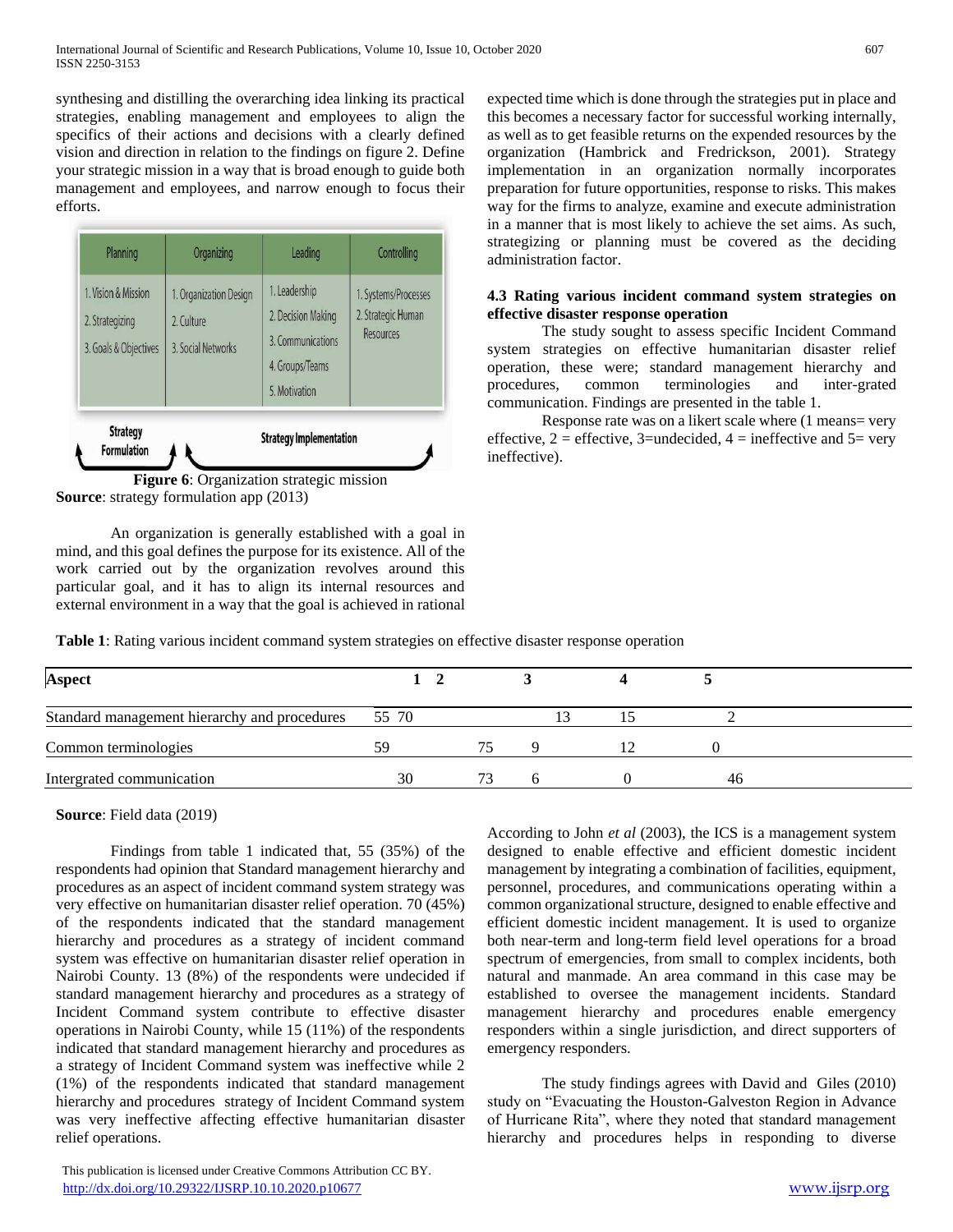synthesing and distilling the overarching idea linking its practical strategies, enabling management and employees to align the specifics of their actions and decisions with a clearly defined vision and direction in relation to the findings on figure 2. Define your strategic mission in a way that is broad enough to guide both management and employees, and narrow enough to focus their efforts.

| Planning | Organizing | Leading | Controlling |
|---|---|---|---|
| 1. Vision & Mission<br>2. Strategizing<br>3. Goals & Objectives | 1. Organization Design<br>2. Culture<br>3. Social Networks | 1. Leadership<br>2. Decision Making<br>3. Communications<br>4. Groups/Teams<br>5. Motivation | 1. Systems/Processes<br>2. Strategic Human Resources |
| Strategy Formulation | Strategy Implementation | | |

**Figure 6**: Organization strategic mission
**Source**: strategy formulation app (2013)

An organization is generally established with a goal in mind, and this goal defines the purpose for its existence. All of the work carried out by the organization revolves around this particular goal, and it has to align its internal resources and external environment in a way that the goal is achieved in rational expected time which is done through the strategies put in place and this becomes a necessary factor for successful working internally, as well as to get feasible returns on the expended resources by the organization (Hambrick and Fredrickson, 2001). Strategy implementation in an organization normally incorporates preparation for future opportunities, response to risks. This makes way for the firms to analyze, examine and execute administration in a manner that is most likely to achieve the set aims. As such, strategizing or planning must be covered as the deciding administration factor.

### 4.3 Rating various incident command system strategies on effective disaster response operation

The study sought to assess specific Incident Command system strategies on effective humanitarian disaster relief operation, these were; standard management hierarchy and procedures, common terminologies and inter-grated communication. Findings are presented in the table 1.

Response rate was on a likert scale where (1 means= very effective, 2 = effective, 3=undecided, 4 = ineffective and 5= very ineffective).

**Table 1**: Rating various incident command system strategies on effective disaster response operation

| Aspect | 1 | 2 | 3 | 4 | 5 |
|---|---|---|---|---|---|
| Standard management hierarchy and procedures | 55 | 70 | 13 | 15 | 2 |
| Common terminologies | 59 | 75 | 9 | 12 | 0 |
| Intergrated communication | 30 | 73 | 6 | 0 | 46 |

**Source**: Field data (2019)

Findings from table 1 indicated that, 55 (35%) of the respondents had opinion that Standard management hierarchy and procedures as an aspect of incident command system strategy was very effective on humanitarian disaster relief operation. 70 (45%) of the respondents indicated that the standard management hierarchy and procedures as a strategy of incident command system was effective on humanitarian disaster relief operation in Nairobi County. 13 (8%) of the respondents were undecided if standard management hierarchy and procedures as a strategy of Incident Command system contribute to effective disaster operations in Nairobi County, while 15 (11%) of the respondents indicated that standard management hierarchy and procedures as a strategy of Incident Command system was ineffective while 2 (1%) of the respondents indicated that standard management hierarchy and procedures strategy of Incident Command system was very ineffective affecting effective humanitarian disaster relief operations.

According to John *et al* (2003), the ICS is a management system designed to enable effective and efficient domestic incident management by integrating a combination of facilities, equipment, personnel, procedures, and communications operating within a common organizational structure, designed to enable effective and efficient domestic incident management. It is used to organize both near-term and long-term field level operations for a broad spectrum of emergencies, from small to complex incidents, both natural and manmade. An area command in this case may be established to oversee the management incidents. Standard management hierarchy and procedures enable emergency responders within a single jurisdiction, and direct supporters of emergency responders.

The study findings agrees with David and Giles (2010) study on "Evacuating the Houston-Galveston Region in Advance of Hurricane Rita", where they noted that standard management hierarchy and procedures helps in responding to diverse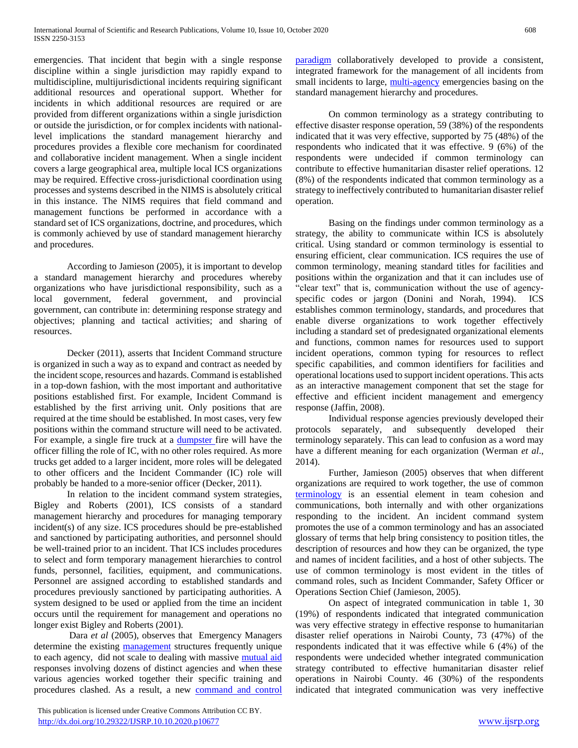emergencies. That incident that begin with a single response discipline within a single jurisdiction may rapidly expand to multidiscipline, multijurisdictional incidents requiring significant additional resources and operational support. Whether for incidents in which additional resources are required or are provided from different organizations within a single jurisdiction or outside the jurisdiction, or for complex incidents with national-level implications the standard management hierarchy and procedures provides a flexible core mechanism for coordinated and collaborative incident management. When a single incident covers a large geographical area, multiple local ICS organizations may be required. Effective cross-jurisdictional coordination using processes and systems described in the NIMS is absolutely critical in this instance. The NIMS requires that field command and management functions be performed in accordance with a standard set of ICS organizations, doctrine, and procedures, which is commonly achieved by use of standard management hierarchy and procedures.

According to Jamieson (2005), it is important to develop a standard management hierarchy and procedures whereby organizations who have jurisdictional responsibility, such as a local government, federal government, and provincial government, can contribute in: determining response strategy and objectives; planning and tactical activities; and sharing of resources.

Decker (2011), asserts that Incident Command structure is organized in such a way as to expand and contract as needed by the incident scope, resources and hazards. Command is established in a top-down fashion, with the most important and authoritative positions established first. For example, Incident Command are established by the first arriving unit. Only positions that are required at the time should be established. In most cases, very few positions within the command structure will need to be activated. For example, a single fire truck at a dumpster fire will have the officer filling the role of IC, with no other roles required. As more trucks get added to a larger incident, more roles will be delegated to other officers and the Incident Commander (IC) role will probably be handed to a more-senior officer (Decker, 2011).

In relation to the incident command system strategies, Bigley and Roberts (2001), ICS consists of a standard management hierarchy and procedures for managing temporary incident(s) of any size. ICS procedures should be pre-established and sanctioned by participating authorities, and personnel should be well-trained prior to an incident. That ICS includes procedures to select and form temporary management hierarchies to control funds, personnel, facilities, equipment, and communications. Personnel are assigned according to established standards and procedures previously sanctioned by participating authorities. A system designed to be used or applied from the time an incident occurs until the requirement for management and operations no longer exist Bigley and Roberts (2001).

Dara *et al* (2005), observes that Emergency Managers determine the existing management structures frequently unique to each agency, did not scale to dealing with massive mutual aid responses involving dozens of distinct agencies and when these various agencies worked together their specific training and procedures clashed. As a result, a new command and control paradigm collaboratively developed to provide a consistent, integrated framework for the management of all incidents from small incidents to large, multi-agency emergencies basing on the standard management hierarchy and procedures.

On common terminology as a strategy contributing to effective disaster response operation, 59 (38%) of the respondents indicated that it was very effective, supported by 75 (48%) of the respondents who indicated that it was effective. 9 (6%) of the respondents were undecided if common terminology can contribute to effective humanitarian disaster relief operations. 12 (8%) of the respondents indicated that common terminology as a strategy to ineffectively contributed to humanitarian disaster relief operation.

Basing on the findings under common terminology as a strategy, the ability to communicate within ICS is absolutely critical. Using standard or common terminology is essential to ensuring efficient, clear communication. ICS requires the use of common terminology, meaning standard titles for facilities and positions within the organization and that it can includes use of "clear text" that is, communication without the use of agency-specific codes or jargon (Donini and Norah, 1994). ICS establishes common terminology, standards, and procedures that enable diverse organizations to work together effectively including a standard set of predesignated organizational elements and functions, common names for resources used to support incident operations, common typing for resources to reflect specific capabilities, and common identifiers for facilities and operational locations used to support incident operations. This acts as an interactive management component that set the stage for effective and efficient incident management and emergency response (Jaffin, 2008).

Individual response agencies previously developed their protocols separately, and subsequently developed their terminology separately. This can lead to confusion as a word may have a different meaning for each organization (Werman *et al*., 2014).

Further, Jamieson (2005) observes that when different organizations are required to work together, the use of common terminology is an essential element in team cohesion and communications, both internally and with other organizations responding to the incident. An incident command system promotes the use of a common terminology and has an associated glossary of terms that help bring consistency to position titles, the description of resources and how they can be organized, the type and names of incident facilities, and a host of other subjects. The use of common terminology is most evident in the titles of command roles, such as Incident Commander, Safety Officer or Operations Section Chief (Jamieson, 2005).

On aspect of integrated communication in table 1, 30 (19%) of respondents indicated that integrated communication was very effective strategy in effective response to humanitarian disaster relief operations in Nairobi County, 73 (47%) of the respondents indicated that it was effective while 6 (4%) of the respondents were undecided whether integrated communication strategy contributed to effective humanitarian disaster relief operations in Nairobi County. 46 (30%) of the respondents indicated that integrated communication was very ineffective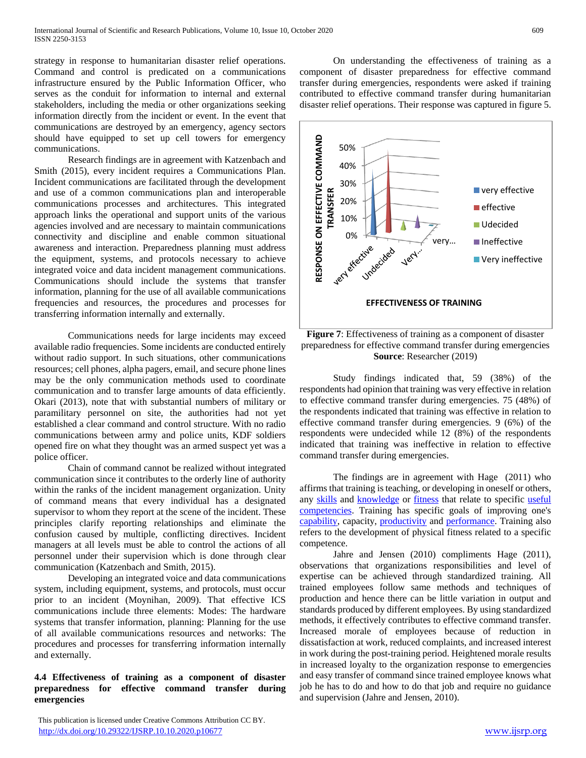strategy in response to humanitarian disaster relief operations. Command and control is predicated on a communications infrastructure ensured by the Public Information Officer, who serves as the conduit for information to internal and external stakeholders, including the media or other organizations seeking information directly from the incident or event. In the event that communications are destroyed by an emergency, agency sectors should have equipped to set up cell towers for emergency communications.

Research findings are in agreement with Katzenbach and Smith (2015), every incident requires a Communications Plan. Incident communications are facilitated through the development and use of a common communications plan and interoperable communications processes and architectures. This integrated approach links the operational and support units of the various agencies involved and are necessary to maintain communications connectivity and discipline and enable common situational awareness and interaction. Preparedness planning must address the equipment, systems, and protocols necessary to achieve integrated voice and data incident management communications. Communications should include the systems that transfer information, planning for the use of all available communications frequencies and resources, the procedures and processes for transferring information internally and externally.

Communications needs for large incidents may exceed available radio frequencies. Some incidents are conducted entirely without radio support. In such situations, other communications resources; cell phones, alpha pagers, email, and secure phone lines may be the only communication methods used to coordinate communication and to transfer large amounts of data efficiently. Okari (2013), note that with substantial numbers of military or paramilitary personnel on site, the authorities had not yet established a clear command and control structure. With no radio communications between army and police units, KDF soldiers opened fire on what they thought was an armed suspect yet was a police officer.

Chain of command cannot be realized without integrated communication since it contributes to the orderly line of authority within the ranks of the incident management organization. Unity of command means that every individual has a designated supervisor to whom they report at the scene of the incident. These principles clarify reporting relationships and eliminate the confusion caused by multiple, conflicting directives. Incident managers at all levels must be able to control the actions of all personnel under their supervision which is done through clear communication (Katzenbach and Smith, 2015).

Developing an integrated voice and data communications system, including equipment, systems, and protocols, must occur prior to an incident (Moynihan, 2009). That effective ICS communications include three elements: Modes: The hardware systems that transfer information, planning: Planning for the use of all available communications resources and networks: The procedures and processes for transferring information internally and externally.

### 4.4 Effectiveness of training as a component of disaster preparedness for effective command transfer during emergencies

On understanding the effectiveness of training as a component of disaster preparedness for effective command transfer during emergencies, respondents were asked if training contributed to effective command transfer during humanitarian disaster relief operations. Their response was captured in figure 5.

**Figure 7**: Effectiveness of training as a component of disaster preparedness for effective command transfer during emergencies
**Source**: Researcher (2019)

Study findings indicated that, 59 (38%) of the respondents had opinion that training was very effective in relation to effective command transfer during emergencies. 75 (48%) of the respondents indicated that training was effective in relation to effective command transfer during emergencies. 9 (6%) of the respondents were undecided while 12 (8%) of the respondents indicated that training was ineffective in relation to effective command transfer during emergencies.

The findings are in agreement with Hage (2011) who affirms that training is teaching, or developing in oneself or others, any skills and knowledge or fitness that relate to specific useful competencies. Training has specific goals of improving one's capability, capacity, productivity and performance. Training also refers to the development of physical fitness related to a specific competence.

Jahre and Jensen (2010) compliments Hage (2011), observations that organizations responsibilities and level of expertise can be achieved through standardized training. All trained employees follow same methods and techniques of production and hence there can be little variation in output and standards produced by different employees. By using standardized methods, it effectively contributes to effective command transfer. Increased morale of employees because of reduction in dissatisfaction at work, reduced complaints, and increased interest in work during the post-training period. Heightened morale results in increased loyalty to the organization response to emergencies and easy transfer of command since trained employee knows what job he has to do and how to do that job and require no guidance and supervision (Jahre and Jensen, 2010).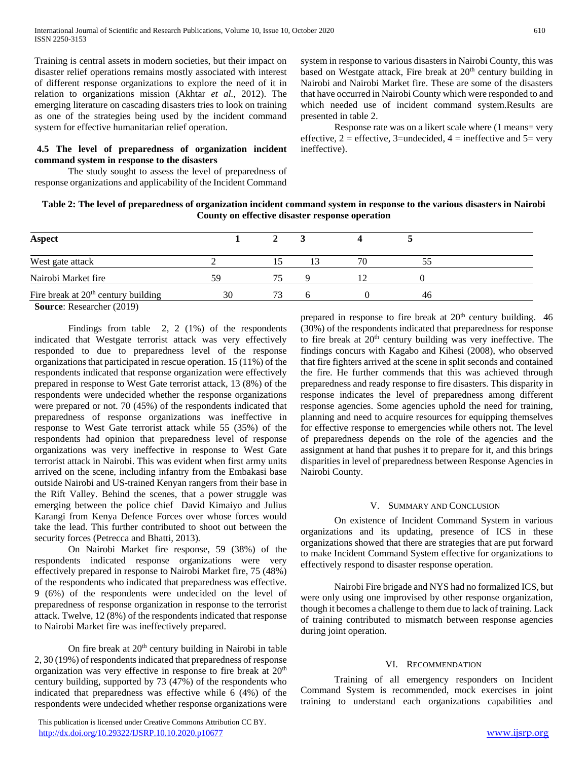Training is central assets in modern societies, but their impact on disaster relief operations remains mostly associated with interest of different response organizations to explore the need of it in relation to organizations mission (Akhtar *et al.,* 2012). The emerging literature on cascading disasters tries to look on training as one of the strategies being used by the incident command system for effective humanitarian relief operation.

### 4.5 The level of preparedness of organization incident command system in response to the disasters

The study sought to assess the level of preparedness of response organizations and applicability of the Incident Command system in response to various disasters in Nairobi County, this was based on Westgate attack, Fire break at 20th century building in Nairobi and Nairobi Market fire. These are some of the disasters that have occurred in Nairobi County which were responded to and which needed use of incident command system.Results are presented in table 2.

Response rate was on a likert scale where (1 means= very effective, 2 = effective, 3=undecided, 4 = ineffective and 5= very ineffective).

**Table 2: The level of preparedness of organization incident command system in response to the various disasters in Nairobi County on effective disaster response operation**

| Aspect | 1 | 2 | 3 | 4 | 5 |
|---|---|---|---|---|---|
| West gate attack | 2 | 15 | 13 | 70 | 55 |
| Nairobi Market fire | 59 | 75 | 9 | 12 | 0 |
| Fire break at 20th century building | 30 | 73 | 6 | 0 | 46 |

**Source**: Researcher (2019)

Findings from table 2, 2 (1%) of the respondents indicated that Westgate terrorist attack was very effectively responded to due to preparedness level of the response organizations that participated in rescue operation. 15 (11%) of the respondents indicated that response organization were effectively prepared in response to West Gate terrorist attack, 13 (8%) of the respondents were undecided whether the response organizations were prepared or not. 70 (45%) of the respondents indicated that preparedness of response organizations was ineffective in response to West Gate terrorist attack while 55 (35%) of the respondents had opinion that preparedness level of response organizations was very ineffective in response to West Gate terrorist attack in Nairobi. This was evident when first army units arrived on the scene, including infantry from the Embakasi base outside Nairobi and US-trained Kenyan rangers from their base in the Rift Valley. Behind the scenes, that a power struggle was emerging between the police chief David Kimaiyo and Julius Karangi from Kenya Defence Forces over whose forces would take the lead. This further contributed to shoot out between the security forces (Petrecca and Bhatti, 2013).

On Nairobi Market fire response, 59 (38%) of the respondents indicated response organizations were very effectively prepared in response to Nairobi Market fire, 75 (48%) of the respondents who indicated that preparedness was effective. 9 (6%) of the respondents were undecided on the level of preparedness of response organization in response to the terrorist attack. Twelve, 12 (8%) of the respondents indicated that response to Nairobi Market fire was ineffectively prepared.

On fire break at 20th century building in Nairobi in table 2, 30 (19%) of respondents indicated that preparedness of response organization was very effective in response to fire break at 20th century building, supported by 73 (47%) of the respondents who indicated that preparedness was effective while 6 (4%) of the respondents were undecided whether response organizations were prepared in response to fire break at 20th century building. 46 (30%) of the respondents indicated that preparedness for response to fire break at 20th century building was very ineffective. The findings concurs with Kagabo and Kihesi (2008), who observed that fire fighters arrived at the scene in split seconds and contained the fire. He further commends that this was achieved through preparedness and ready response to fire disasters. This disparity in response indicates the level of preparedness among different response agencies. Some agencies uphold the need for training, planning and need to acquire resources for equipping themselves for effective response to emergencies while others not. The level of preparedness depends on the role of the agencies and the assignment at hand that pushes it to prepare for it, and this brings disparities in level of preparedness between Response Agencies in Nairobi County.

## V. Summary and Conclusion

On existence of Incident Command System in various organizations and its updating, presence of ICS in these organizations showed that there are strategies that are put forward to make Incident Command System effective for organizations to effectively respond to disaster response operation.

Nairobi Fire brigade and NYS had no formalized ICS, but were only using one improvised by other response organization, though it becomes a challenge to them due to lack of training. Lack of training contributed to mismatch between response agencies during joint operation.

## VI. Recommendation

Training of all emergency responders on Incident Command System is recommended, mock exercises in joint training to understand each organizations capabilities and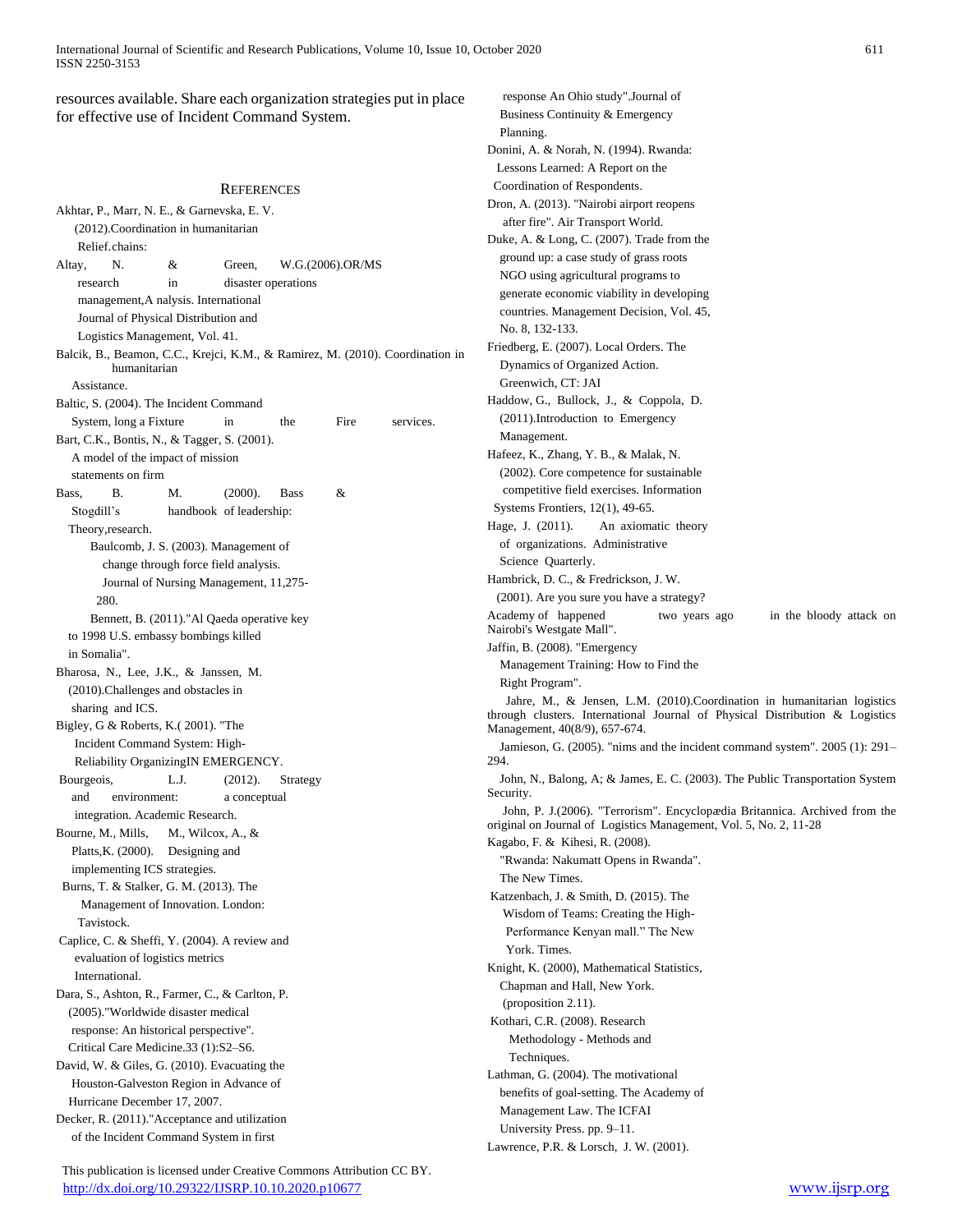resources available. Share each organization strategies put in place for effective use of Incident Command System.

## REFERENCES

Akhtar, P., Marr, N. E., & Garnevska, E. V. (2012).Coordination in humanitarian Relief.chains:

Altay, N. & Green, W.G.(2006).OR/MS research in disaster operations management,A nalysis. International Journal of Physical Distribution and Logistics Management, Vol. 41.

Balcik, B., Beamon, C.C., Krejci, K.M., & Ramirez, M. (2010). Coordination in humanitarian Assistance.

Baltic, S. (2004). The Incident Command System, long a Fixture in the Fire services.

Bart, C.K., Bontis, N., & Tagger, S. (2001). A model of the impact of mission statements on firm

Bass, B. M. (2000). Bass & Stogdill's handbook of leadership: Theory,research.

Baulcomb, J. S. (2003). Management of change through force field analysis. Journal of Nursing Management, 11,275-280.

Bennett, B. (2011)."Al Qaeda operative key to 1998 U.S. embassy bombings killed in Somalia".

Bharosa, N., Lee, J.K., & Janssen, M. (2010).Challenges and obstacles in sharing and ICS.

Bigley, G & Roberts, K.( 2001). "The Incident Command System: High-Reliability OrganizingIN EMERGENCY.

Bourgeois, L.J. (2012). Strategy and environment: a conceptual integration. Academic Research.

Bourne, M., Mills, M., Wilcox, A., & Platts,K. (2000). Designing and implementing ICS strategies.

Burns, T. & Stalker, G. M. (2013). The Management of Innovation. London: Tavistock.

Caplice, C. & Sheffi, Y. (2004). A review and evaluation of logistics metrics International.

Dara, S., Ashton, R., Farmer, C., & Carlton, P. (2005)."Worldwide disaster medical response: An historical perspective". Critical Care Medicine.33 (1):S2–S6.

David, W. & Giles, G. (2010). Evacuating the Houston-Galveston Region in Advance of Hurricane December 17, 2007.

Decker, R. (2011)."Acceptance and utilization of the Incident Command System in first response An Ohio study".Journal of Business Continuity & Emergency Planning.

Donini, A. & Norah, N. (1994). Rwanda: Lessons Learned: A Report on the Coordination of Respondents.

Dron, A. (2013). "Nairobi airport reopens after fire". Air Transport World.

Duke, A. & Long, C. (2007). Trade from the ground up: a case study of grass roots NGO using agricultural programs to generate economic viability in developing countries. Management Decision, Vol. 45, No. 8, 132-133.

Friedberg, E. (2007). Local Orders. The Dynamics of Organized Action. Greenwich, CT: JAI

Haddow, G., Bullock, J., & Coppola, D. (2011).Introduction to Emergency Management.

Hafeez, K., Zhang, Y. B., & Malak, N. (2002). Core competence for sustainable competitive field exercises. Information Systems Frontiers, 12(1), 49-65.

Hage, J. (2011). An axiomatic theory of organizations. Administrative Science Quarterly.

Hambrick, D. C., & Fredrickson, J. W. (2001). Are you sure you have a strategy? Academy of happened two years ago in the bloody attack on Nairobi's Westgate Mall".

Jaffin, B. (2008). "Emergency Management Training: How to Find the Right Program".

Jahre, M., & Jensen, L.M. (2010).Coordination in humanitarian logistics through clusters. International Journal of Physical Distribution & Logistics Management, 40(8/9), 657-674.

Jamieson, G. (2005). "nims and the incident command system". 2005 (1): 291–294.

John, N., Balong, A; & James, E. C. (2003). The Public Transportation System Security.

John, P. J.(2006). "Terrorism". Encyclopædia Britannica. Archived from the original on Journal of Logistics Management, Vol. 5, No. 2, 11-28

Kagabo, F. & Kihesi, R. (2008). "Rwanda: Nakumatt Opens in Rwanda". The New Times.

Katzenbach, J. & Smith, D. (2015). The Wisdom of Teams: Creating the High-Performance Kenyan mall." The New York. Times.

Knight, K. (2000), Mathematical Statistics, Chapman and Hall, New York. (proposition 2.11).

Kothari, C.R. (2008). Research Methodology - Methods and Techniques.

Lathman, G. (2004). The motivational benefits of goal-setting. The Academy of Management Law. The ICFAI University Press. pp. 9–11.

Lawrence, P.R. & Lorsch, J. W. (2001).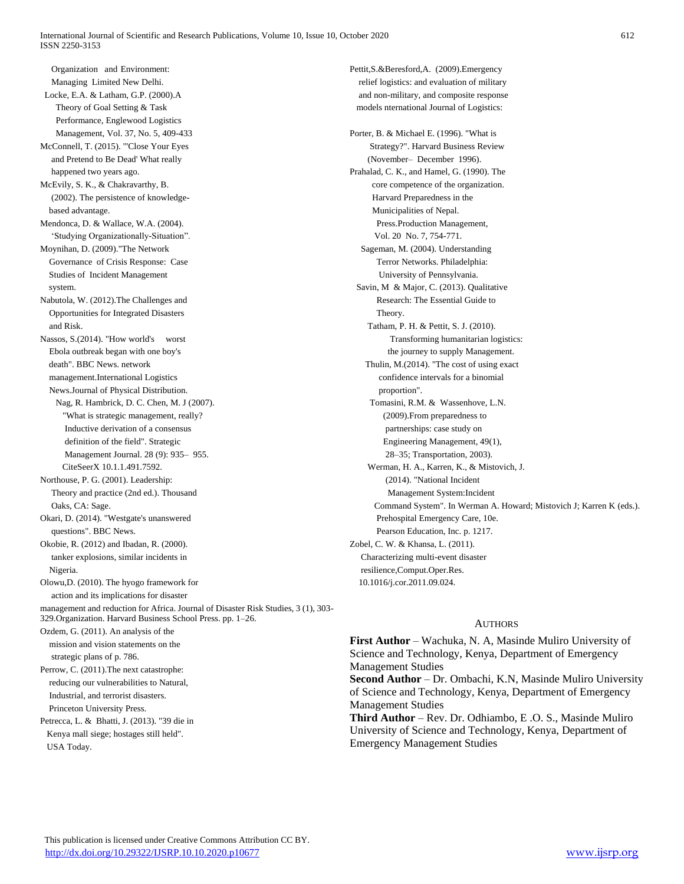Organization and Environment: Managing Limited New Delhi.

Locke, E.A. & Latham, G.P. (2000).A Theory of Goal Setting & Task Performance, Englewood Logistics Management, Vol. 37, No. 5, 409-433

McConnell, T. (2015). "'Close Your Eyes and Pretend to Be Dead' What really happened two years ago.

McEvily, S. K., & Chakravarthy, B. (2002). The persistence of knowledge-based advantage.

Mendonca, D. & Wallace, W.A. (2004). 'Studying Organizationally-Situation".

Moynihan, D. (2009)."The Network Governance of Crisis Response: Case Studies of Incident Management system.

Nabutola, W. (2012).The Challenges and Opportunities for Integrated Disasters and Risk.

Nassos, S.(2014). "How world's worst Ebola outbreak began with one boy's death". BBC News. network management.International Logistics News.Journal of Physical Distribution.

Nag, R. Hambrick, D. C. Chen, M. J (2007). "What is strategic management, really? Inductive derivation of a consensus definition of the field". Strategic Management Journal. 28 (9): 935– 955. CiteSeerX 10.1.1.491.7592.

Northouse, P. G. (2001). Leadership: Theory and practice (2nd ed.). Thousand Oaks, CA: Sage.

Okari, D. (2014). "Westgate's unanswered questions". BBC News.

Okobie, R. (2012) and Ibadan, R. (2000). tanker explosions, similar incidents in Nigeria.

Olowu,D. (2010). The hyogo framework for action and its implications for disaster management and reduction for Africa. Journal of Disaster Risk Studies, 3 (1), 303-329.Organization. Harvard Business School Press. pp. 1–26.

Ozdem, G. (2011). An analysis of the mission and vision statements on the strategic plans of p. 786.

Perrow, C. (2011).The next catastrophe: reducing our vulnerabilities to Natural, Industrial, and terrorist disasters. Princeton University Press.

Petrecca, L. & Bhatti, J. (2013). "39 die in Kenya mall siege; hostages still held". USA Today.

Pettit,S.&Beresford,A. (2009).Emergency relief logistics: and evaluation of military and non-military, and composite response models nternational Journal of Logistics:

Porter, B. & Michael E. (1996). "What is Strategy?". Harvard Business Review (November– December 1996).

Prahalad, C. K., and Hamel, G. (1990). The core competence of the organization. Harvard Preparedness in the Municipalities of Nepal. Press.Production Management, Vol. 20 No. 7, 754-771.

Sageman, M. (2004). Understanding Terror Networks. Philadelphia: University of Pennsylvania.

Savin, M & Major, C. (2013). Qualitative Research: The Essential Guide to Theory.

Tatham, P. H. & Pettit, S. J. (2010). Transforming humanitarian logistics: the journey to supply Management.

Thulin, M.(2014). "The cost of using exact confidence intervals for a binomial proportion".

Tomasini, R.M. & Wassenhove, L.N. (2009).From preparedness to partnerships: case study on Engineering Management, 49(1), 28–35; Transportation, 2003).

Werman, H. A., Karren, K., & Mistovich, J. (2014). "National Incident Management System:Incident Command System". In Werman A. Howard; Mistovich J; Karren K (eds.). Prehospital Emergency Care, 10e. Pearson Education, Inc. p. 1217.

Zobel, C. W. & Khansa, L. (2011). Characterizing multi-event disaster resilience,Comput.Oper.Res. 10.1016/j.cor.2011.09.024.

## AUTHORS

**First Author** – Wachuka, N. A, Masinde Muliro University of Science and Technology, Kenya, Department of Emergency Management Studies

**Second Author** – Dr. Ombachi, K.N, Masinde Muliro University of Science and Technology, Kenya, Department of Emergency Management Studies

**Third Author** – Rev. Dr. Odhiambo, E .O. S., Masinde Muliro University of Science and Technology, Kenya, Department of Emergency Management Studies